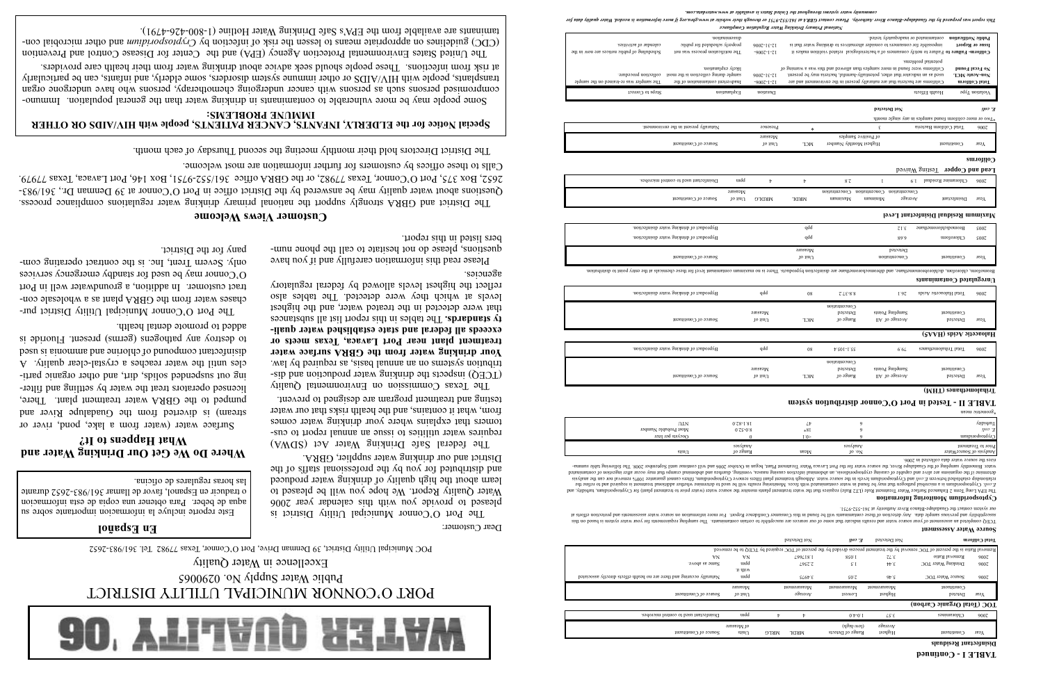# WATER QUALITY '06

# PORT O'CONNOR MUNICIPAL UTILITY DISTRICT

Public Water Supply No. 0290065

Excellence in Water Quality

POC Municipal Utility District, 39 Denman Drive, Port O'Connor, Texas 77982. Tel. 361/983-2652

Dear Customer:

The Port O'Connor Municipal Utility District is pleased to provide you with this calendar year 2006 Water Quality Report. We hope you will be pleased to learn about the high quality of drinking water produced and distributed for you by the professional staffs of the District and our drinking water supplier, GBRA.

The federal Safe Drinking Water Act (SDWA) requires water utilities to issue an annual report to customers that explains where your drinking water comes from, what it contains, and the health risks that our water testing and treatment program are designed to prevent.

The Texas Commission on Environmental Quality (TCEQ) inspects the drinking water production and distribution systems on an annual basis, as required by law. **Your drinking water from the GBRA surface water treatment plant near Port Lavaca, Texas meets or exceeds all federal and state established water quality standards.** The tables in this report list all substances that were detected in the treated water, and the highest levels at which they were detected. The tables also reflect the highest levels allowed by federal regulatory agencies.

Please read this information carefully and if you have questions, please do not hesitate to call the phone numbers listed in this report.

## En Español

Este reporte incluye la información importante sobre su agua de beber. Para obtener una copia de esta información o traducir en Español, favor de llamar 361/983-2652 durante las horas regulares de oficina.

## Where Do We Get Our Drinking Water and What Happens to It?

Surface water (water from a lake, pond, river or stream) is diverted from the Guadalupe River and pumped to the GBRA water treatment plant. There, licensed operators treat the water by settling and filtering out suspended solids, dirt, and other organic particles until the water reaches a crystal-clear quality. A disinfectant compound of chlorine and ammonia is used to destroy any pathogens (germs) present. Fluoride is added to promote dental health.

The Port O'Connor Municipal Utility District purchases water from the GBRA plant as a wholesale contract customer. In addition, a groundwater well in Port O'Connor may be used for standby emergency services only. Severn Trent, Inc. is the contract operating company for the District.

## Customer Views Welcome

The District and GBRA strongly support the national primary drinking water regulations compliance process. Questions about water quality may be answered by the District office in Port O'Connor at 39 Denman Dr, 361/983-2652, Box 375, Port O'Connor, Texas 77982, or the GBRA office 361/552-9751, Box 146, Port Lavaca, Texas 77979. Calls to these offices by customers for further information are most welcome.

The District Directors hold their monthly meeting the second Thursday of each month.

## Special Notice for the ELDERLY, INFANTS, CANCER PATIENTS, people with HIV/AIDS OR OTHER IMMUNE PROBLEMS:

Some people may be more vulnerable to contaminants in drinking water than the general population. Immuno-compromised persons such as persons with cancer undergoing chemotherapy, persons who have undergone organ transplants, people with HIV/AIDS or other immune system disorders, some elderly, and infants, can be particularly at risk from infections. These people should seek advice about drinking water from their health care providers. The United States Environmental Protection Agency (EPA) and the Center for Disease Control and Prevention (CDC) guidelines on appropriate means to lessen the risk of infection by *Cryptosporidium* and other microbial contaminants are available from the EPA's Safe Drinking Water Hotline (1-800-426-4791).

## TABLE I - Continued

### Disinfectant Residual

| Year | Constituent | Highest Average | Range of Detects (low-high) | MRDLG | MRDL | Units of Measure | Source of Constituent |
|---|---|---|---|---|---|---|---|
| 2006 | Chloramines | 3.57 | 1.0-4.0 | 4 | 4 | ppm | Disinfectant used to control microbes. |

### TOC (Total Organic Carbon)

| Year | Detected Constituent | Highest Measurement | Lowest Measurement | Average Measurement | Unit of Measure | Source of Constituent |
|---|---|---|---|---|---|---|
| 2006 | Source Water TOC | 5.46 | 2.05 | 3.4975 | ppm | Naturally occurring and there are no health effects directly associated with it. |
| 2006 | Drinking Water TOC | 3.44 | 1.5 | 2.2567 | ppm | Same as above. |
| 2006 | Removal Ratio | 3.72 | 1.058 | 1.817667 | NA | NA |

Removal Ratio is the percent of TOC removal by the treatment process divided by the percent of TOC required by TCEQ to be removed.

| Total Coliform | Not Detected | *E. coli* | Not Detected |
|---|---|---|---|

### Source Water Assessment

TCEQ completed an assessment of your source water and results indicate that some of our sources are susceptible to certain contaminants. The sampling requirements for your water system is based on this susceptibility and previous sample data. Any detection of these contaminants will be found in this Consumer Confidence Report. For more information on source water assessments and protection efforts at our system contact the Guadalupe-Blanco River Authority at 361-552-9751.

### Cryptosporidium Monitoring Information

The EPA Long Term 2 Enhanced Surface Water Treatment Rule (LT2 Rule) requires that the water treatment plants monitor the source water (water prior to treatment plant) for Cryptosporidium, turbidity, and *E. coli*. Cryptosporidium is a microbial pathogen that may be found in water contaminated with feces. Monitoring results will be used to determine whether additional treatment is required and to refine the relationship established between *E. coli* and Cryptosporidium levels in the source water. Although treatment plant filters remove Cryptosporidium, filters cannot guarantee 100% removal nor can the analysis determine if the organisms are alive and capable of causing cryptosporidiosis, an abdominal infection causing nausea, vomiting, diarrhea and abdominal cramps that may occur after ingestion of contaminated water. Monthly sampling of the Guadalupe River, the source water for the Port Lavaca Water Treatment Plant, began in October 2006 and will continue until September 2008. The following table summarizes the source water data collected in 2006.

| Analysis of Source Water Prior to Treatment | No. of Analyses | Mean | Range of Analyses | Units |
|---|---|---|---|---|
| Cryptosporidium | 6 | <0.1 | 0 | Oocysts per liter |
| *E. coli* | 6 | 18* | 8.0-52.0 | Most Probable Number |
| Turbidity | 6 | 47 | 18.1-82.0 | NTU |

*geometric mean

## TABLE II - Tested in Port O'Connor distribution system

### Trihalomethanes (THM)

| Year | Detected Constituent | Average of All Sampling Points | Range of All Detected Concentration | MCL | Unit of Measure | Source of Constituent |
|---|---|---|---|---|---|---|
| 2006 | Total Trihalomethanes | 79.9 | 55.1-105.4 | 80 | ppb | Byproduct of drinking water disinfection. |

### Haloacetic Acids (HAA5)

| Year | Detected Constituent | Average of All Sampling Points | Range of All Detected Concentration | MCL | Unit of Measure | Source of Constituent |
|---|---|---|---|---|---|---|
| 2006 | Total Haloacetic Acids | 26.1 | 8.8-37.2 | 60 | ppb | Byproduct of drinking water disinfection. |

### Unregulated Contaminants

Bromoform, chloroform, dichlorobromomethane, and dibromochloromethane are disinfection byproducts. There is no maximum contaminant level for these chemicals at the entry point to distribution.

| Year | Constituent | Detected Concentration | Unit of Measure | Source of Constituent |
|---|---|---|---|---|
| 2005 | Chloroform | 6.68 | ppb | Byproduct of drinking water disinfection. |
| 2005 | Bromodichloromethane | 3.12 | ppb | Byproduct of drinking water disinfection. |

### Maximum Residual Disinfectant Level

| Year | Disinfectant | Average Concentration | Minimum Concentration | Maximum Concentration | MRDL | MRDLG | Unit of Measure | Source of Constituent |
|---|---|---|---|---|---|---|---|---|
| 2006 | Chloramine Residual | 1.9 | 1 | 2.8 | 4 | 4 | ppm | Disinfectant used to control microbes. |

### Lead and Copper Testing Waived

### Coliforms

| Year | Constituent | Highest Monthly Number of Positive Samples | MCL | Unit of Measure | Source of Constituent |
|---|---|---|---|---|---|
| 2006 | Total Coliform Bacteria | 3 | * | Presence | Naturally present in the environment |

*Two or more coliform found samples in any single month

*E. coli* Not Detected

| Violation Type | Health Effects | Duration | Explanation | Steps to Correct |
|---|---|---|---|---|
| Total Coliform Non-Acute MCL No Fecal Found | Coliforms are bacteria that are naturally present in the environment and are used as an indicator that other, potentially-harmful, bacteria may be present. Coliforms were found in more samples than allowed and this was a warning of potential problems. | 12-1-2006- 12-31-2006 | Inadvertent contamination of the sample during collection is the most likely explanation. | The sampler was re-trained on the sample collection procedure. |
| Coliform - Failure to Issue or Report Public Notification | Failure to notify consumers of a bacteriological related violation makes it impossible for consumers to consider alternatives to drinking water that is contaminated or inadequately tested. | 12-1-2006- 12-31-2006 | The notification process was not properly scheduled for public dissemination. | Scheduling of public notices are now in the calendar of activities. |

*National Primary Drinking Water Regulation Compliance*

*This report was prepared by the Guadalupe-Blanco River Authority. Please contact GBRA at 361/552-9751 or through their website at www.gbra.org if more information is needed. Water quality data for community water systems throughout the United States is available at www.waterdata.com.*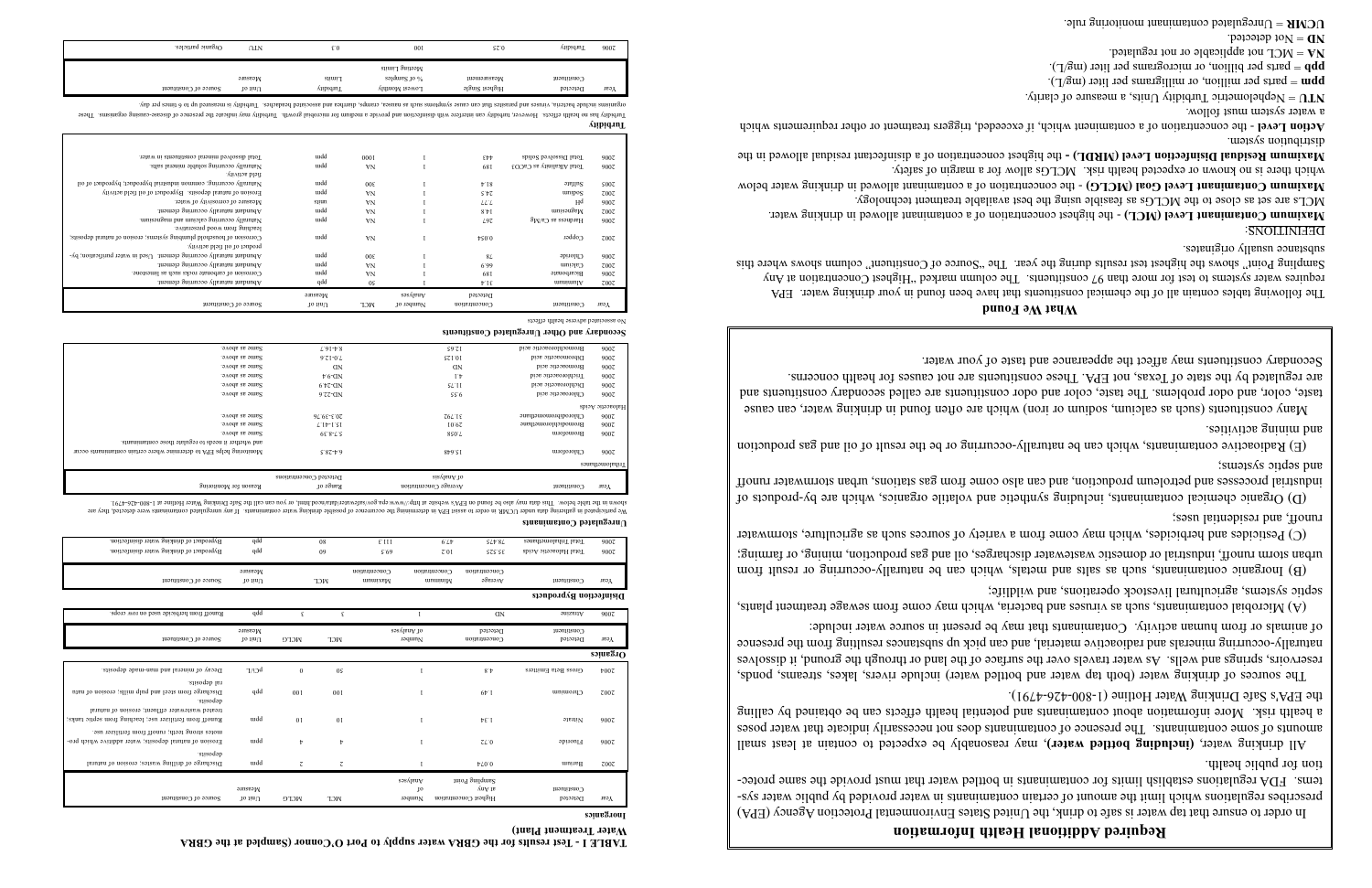# Required Additional Health Information

In order to ensure that tap water is safe to drink, the United States Environmental Protection Agency (EPA) prescribes regulations which limit the amount of certain contaminants in water provided by public water systems. FDA regulations establish limits for contaminants in bottled water that must provide the same protection for public health.

All drinking water, **(including bottled water)**, may reasonably be expected to contain at least small amounts of some contaminants. The presence of contaminants does not necessarily indicate that water poses a health risk. More information about contaminants and potential health effects can be obtained by calling the EPA's Safe Drinking Water Hotline (1-800-426-4791).

The sources of drinking water (both tap water and bottled water) include rivers, lakes, streams, ponds, reservoirs, springs and wells. As water travels over the surface of the land or through the ground, it dissolves naturally-occurring minerals and radioactive material, and can pick up substances resulting from the presence of animals or from human activity. Contaminants that may be present in source water include:

(A) Microbial contaminants, such as viruses and bacteria, which may come from sewage treatment plants, septic systems, agricultural livestock operations, and wildlife;

(B) Inorganic contaminants, such as salts and metals, which can be naturally-occurring or result from urban storm runoff, industrial of domestic wastewater discharges, oil and gas production, mining, or farming;

(C) Pesticides and herbicides, which may come from a variety of sources such as agriculture, stormwater runoff, and residential uses;

(D) Organic chemical contaminants, including synthetic and volatile organics, which are by-products of industrial processes and petroleum production, and can also come from gas stations, urban stormwater runoff and septic systems;

(E) Radioactive contaminants, which can be naturally-occurring or be the result of oil and gas production and mining activities.

Many constituents (such as calcium, sodium or iron) which are often found in drinking water, can cause taste, color, and odor problems. The taste, color and odor constituents are called secondary constituents and are regulated by the state of Texas, not EPA. These constituents are not causes for health concerns. Secondary constituents may affect the appearance and taste of your water.

# What We Found

The following tables contain all of the chemical constituents that have been found in your drinking water. EPA requires water systems to test for more than 97 constituents. The column marked "Highest Concentration at Any Sampling Point" shows the highest test results during the year. The "Source of Constituent" column shows where this substance usually originates.

DEFINITIONS:

**Maximum Contaminant Level (MCL)** - the highest concentration of a contaminant allowed in drinking water. MCLs are set as close to the MCLGs as feasible using the best available treatment technology.

**Maximum Contaminant Level Goal (MCLG)** - the concentration of a contaminant allowed in drinking water below which there is no known or expected health risk. MCLGs allow for a margin of safety.

**Maximum Residual Disinfection Level (MRDL)** - the highest concentration of a disinfectant residual allowed in the distribution system.

**Action Level** - the concentration of a contaminant which, if exceeded, triggers treatment or other requirements which a water system must follow.

**NTU** = Nephelometric Turbidity Units, a measure of clarity.

**ppm** = parts per million, or milligrams per liter (mg/L).

**ppb** = parts per billion, or micrograms per liter (mg/L).

**NA** = MCL not applicable or not regulated.

**ND** = Not detected.

**UCMR** = Unregulated contaminant monitoring rule.

## TABLE 1 - Test results for the GBRA water supply to Port O'Connor (Sampled at the GBRA Water Treatment Plant)

### Inorganics

| Year | Constituent Detected | Highest Concentration at Any Sampling Point | Number of Analyses | MCL | MCLG | Unit of Measure | Source of Constituent |
|---|---|---|---|---|---|---|---|
| 2002 | Barium | 0.074 | 1 | 2 | 2 | ppm | Discharge of drilling wastes; erosion of natural deposits. |
| 2006 | Fluoride | 0.72 | 1 | 4 | 4 | ppm | Erosion of natural deposits; water additive which promotes strong teeth; runoff from fertilizer use. |
| 2006 | Nitrate | 1.34 | 1 | 10 | 10 | ppm | Runoff from fertilizer use; leaching from septic tanks; treated wastewater effluent; erosion of natural deposits. |
| 2002 | Chromium | 1.49 | 1 | 100 | 100 | ppb | Discharge from steel and pulp mills; erosion of natural deposits. |
| 2004 | Gross Beta Emitters | 4.8 | 1 | 50 | 0 | pCi/L | Decay of mineral and man-made deposits. |

### Organics

| Year | Constituent Detected | Concentration | Number of Analyses | MCL | MCLG | Unit of Measure | Source of Constituent |
|---|---|---|---|---|---|---|---|
| 2006 | Atrazine | ND | 1 | 3 | 3 | ppb | Runoff from herbicide used on row crops. |

### Disinfection Byproducts

| Year | Constituent | Average Concentration | Minimum Concentration | Maximum Concentration | MCL | Unit of Measure | Source of Constituent |
|---|---|---|---|---|---|---|---|
| 2006 | Total Haloacetic Acids | 35.525 | 10.2 | 69.5 | 60 | ppb | Byproduct of drinking water disinfection. |
| 2006 | Total Trihalomethanes | 78.475 | 47.9 | 111.3 | 80 | ppb | Byproduct of drinking water disinfection. |

### Unregulated Contaminants

We participated in gathering data under the UCMR in order to assist EPA in determining the occurrence of possible drinking water contaminants. If any unregulated contaminants were detected, they are shown in the table below. This data may also be found on EPA's website at http://www.epa.gov/safewater/data/ucmrgetdata.html, or you can call the Safe Drinking Water Hotline at 1-800-426-4791.

| Year | Constituent | Average Concentration of Analyses | Range of Detected Concentrations | Reason for Monitoring |
|---|---|---|---|---|
| | Trihalomethanes | | | |
| 2006 | Chloroform | 15.648 | 6.4-28.5 | Monitoring helps EPA to determine where certain contaminants occur and whether it needs to regulate those contaminants |
| 2006 | Bromoform | 0.805 | 5.7-8.39 | Same as above |
| 2006 | Bromodichloromethane | 29.01 | 15.1-41.7 | Same as above |
| 2006 | Chlorodibromomethane | 31.792 | 20.3-39.76 | Same as above |
| | Haloacetic Acids | | | |
| 2006 | Chloroacetic acid | 9.55 | ND-22.6 | Same as above |
| 2006 | Dichloroacetic acid | 11.75 | ND-34.9 | Same as above |
| 2006 | Trichloroacetic acid | 1.4 | ND-6.4 | Same as above |
| 2006 | Bromoacetic acid | ND | ND | Same as above |
| 2006 | Dibromoacetic acid | 10.125 | 7.0-12.6 | Same as above |
| 2006 | Bromochloroacetic acid | 12.65 | 8.4-16.7 | Same as above |

### Secondary and Other Unregulated Constituents

No associated adverse health effects

| Year | Constituent | Concentration Detected | Number of Analyses | MCL | Unit of Measure | Source of Constituent |
|---|---|---|---|---|---|---|
| 2002 | Aluminum | 31.4 | 1 | 50 | ppb | Abundant naturally occurring element. |
| 2006 | Bicarbonate | 189 | 1 | NA | ppm | Corrosion of carbonate rocks such as limestone. |
| 2002 | Calcium | 66.9 | 1 | NA | ppm | Abundant naturally occurring element. |
| 2006 | Chloride | 74 | 1 | 300 | ppm | Abundant naturally occurring element. Used in water purification, by-product of oil field activity. |
| 2002 | Copper | 0.054 | 1 | NA | ppm | Corrosion of household plumbing systems; erosion of natural deposits; leaching from wood preservative. |
| 2006 | Hardness as Ca/Mg | 267 | 1 | NA | ppm | Naturally occurring calcium and magnesium. |
| 2002 | Magnesium | 14.8 | 1 | NA | ppm | Abundant naturally occurring element. |
| 2006 | pH | 7.77 | 1 | NA | units | Measure of corrosivity of water. |
| 2002 | Sodium | 24.5 | 1 | NA | ppm | Erosion of natural deposits. Byproduct of oil field activity. |
| 2006 | Sulfate | 81.4 | 1 | 300 | ppm | Naturally occurring; common industrial byproduct; byproduct of oil field activity. |
| 2006 | Total Alkalinity as $CaCO_3$ | 189 | 1 | NA | ppm | Naturally occurring soluble mineral salts. |
| 2006 | Total Dissolved Solids | 443 | 1 | 1000 | ppm | Total dissolved mineral constituents in water. |

### Turbidity

Turbidity has no health effects. However, turbidity can interfere with disinfection and provide a medium for microbial growth. Turbidity may indicate the presence of disease-causing organisms. These organisms include bacteria, viruses and parasites that can cause symptoms such as nausea, cramps, diarrhea and associated headaches. Turbidity is measured up to 6 times per day.

| Year | Constituent | Highest Single Measurement | Lowest Monthly % of Samples Meeting Limits | Turbidity Limits | Unit of Measure | Source of Constituent |
|---|---|---|---|---|---|---|
| 2006 | Turbidity | 0.25 | 100 | 0.3 | NTU | Organic particles. |